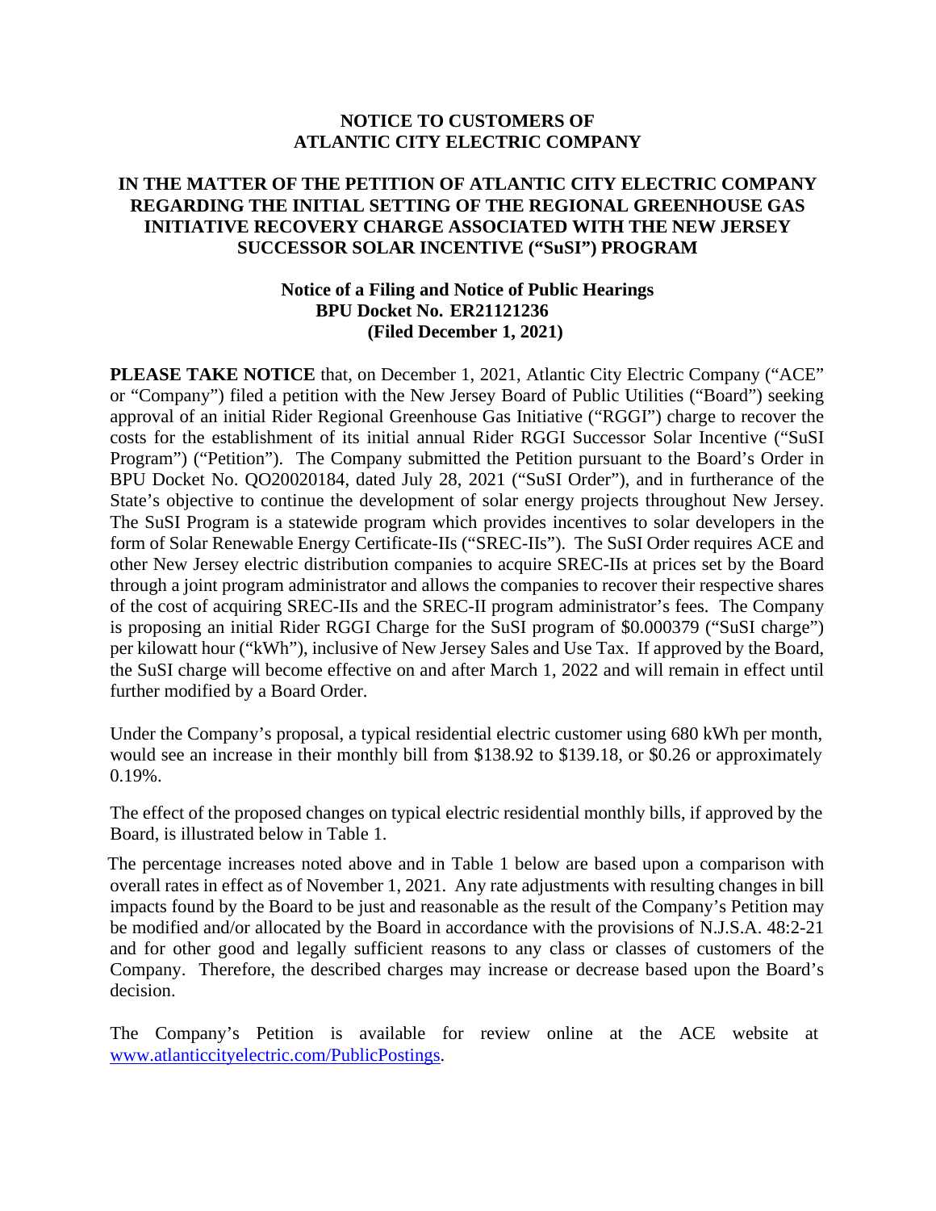**NOTICE TO CUSTOMERS OF**
**ATLANTIC CITY ELECTRIC COMPANY**

**IN THE MATTER OF THE PETITION OF ATLANTIC CITY ELECTRIC COMPANY REGARDING THE INITIAL SETTING OF THE REGIONAL GREENHOUSE GAS INITIATIVE RECOVERY CHARGE ASSOCIATED WITH THE NEW JERSEY SUCCESSOR SOLAR INCENTIVE ("SuSI") PROGRAM**

**Notice of a Filing and Notice of Public Hearings**
**BPU Docket No. ER21121236**
**(Filed December 1, 2021)**

**PLEASE TAKE NOTICE** that, on December 1, 2021, Atlantic City Electric Company ("ACE" or "Company") filed a petition with the New Jersey Board of Public Utilities ("Board") seeking approval of an initial Rider Regional Greenhouse Gas Initiative ("RGGI") charge to recover the costs for the establishment of its initial annual Rider RGGI Successor Solar Incentive ("SuSI Program") ("Petition"). The Company submitted the Petition pursuant to the Board's Order in BPU Docket No. QO20020184, dated July 28, 2021 ("SuSI Order"), and in furtherance of the State's objective to continue the development of solar energy projects throughout New Jersey. The SuSI Program is a statewide program which provides incentives to solar developers in the form of Solar Renewable Energy Certificate-IIs ("SREC-IIs"). The SuSI Order requires ACE and other New Jersey electric distribution companies to acquire SREC-IIs at prices set by the Board through a joint program administrator and allows the companies to recover their respective shares of the cost of acquiring SREC-IIs and the SREC-II program administrator's fees. The Company is proposing an initial Rider RGGI Charge for the SuSI program of \$0.000379 ("SuSI charge") per kilowatt hour ("kWh"), inclusive of New Jersey Sales and Use Tax. If approved by the Board, the SuSI charge will become effective on and after March 1, 2022 and will remain in effect until further modified by a Board Order.

Under the Company's proposal, a typical residential electric customer using 680 kWh per month, would see an increase in their monthly bill from \$138.92 to \$139.18, or \$0.26 or approximately 0.19%.

The effect of the proposed changes on typical electric residential monthly bills, if approved by the Board, is illustrated below in Table 1.

The percentage increases noted above and in Table 1 below are based upon a comparison with overall rates in effect as of November 1, 2021. Any rate adjustments with resulting changes in bill impacts found by the Board to be just and reasonable as the result of the Company's Petition may be modified and/or allocated by the Board in accordance with the provisions of N.J.S.A. 48:2-21 and for other good and legally sufficient reasons to any class or classes of customers of the Company. Therefore, the described charges may increase or decrease based upon the Board's decision.

The Company's Petition is available for review online at the ACE website at [www.atlanticcityelectric.com/PublicPostings](http://www.atlanticcityelectric.com/PublicPostings).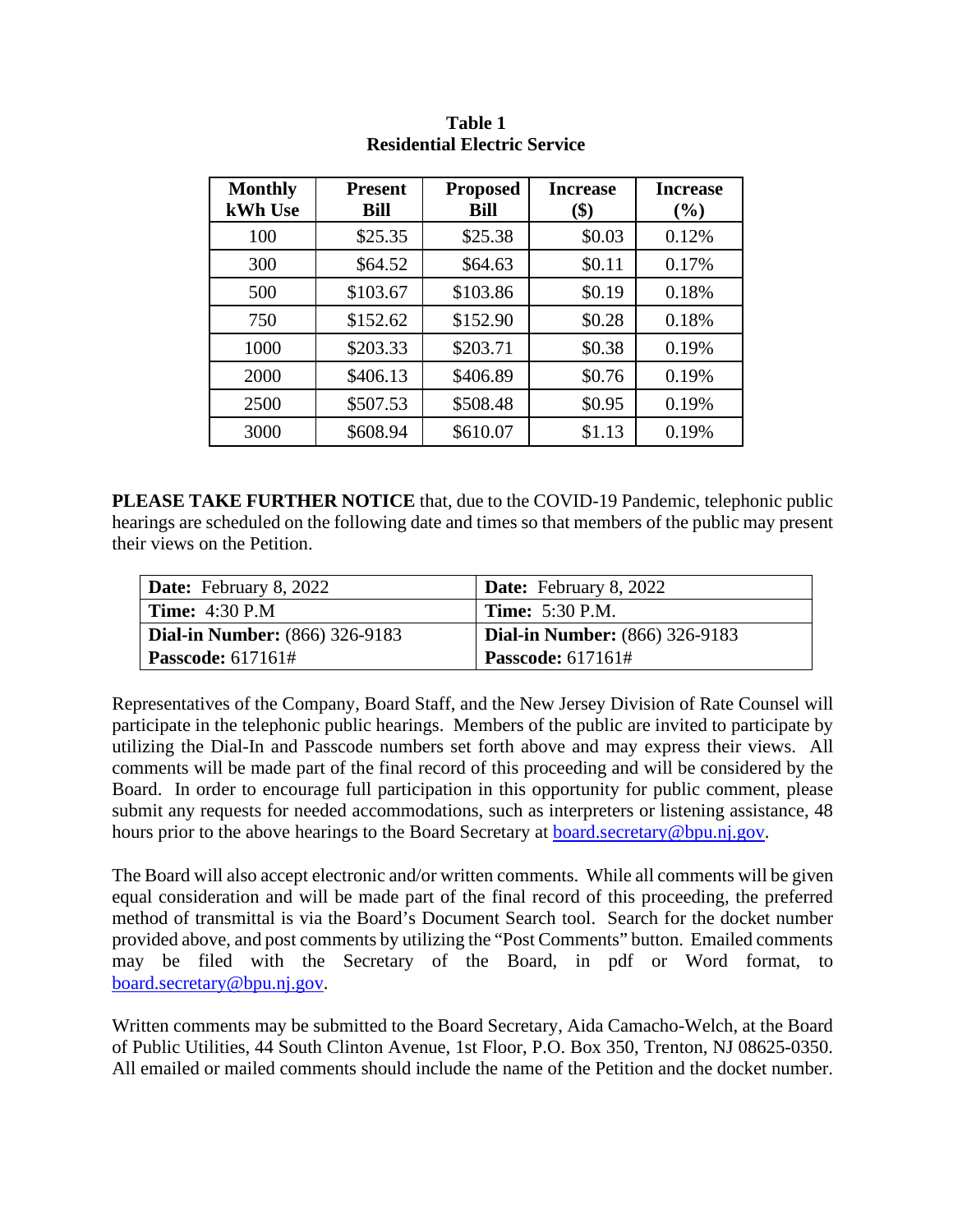**Table 1**
**Residential Electric Service**

| Monthly kWh Use | Present Bill | Proposed Bill | Increase ($) | Increase (%) |
|---|---|---|---|---|
| 100 | $25.35 | $25.38 | $0.03 | 0.12% |
| 300 | $64.52 | $64.63 | $0.11 | 0.17% |
| 500 | $103.67 | $103.86 | $0.19 | 0.18% |
| 750 | $152.62 | $152.90 | $0.28 | 0.18% |
| 1000 | $203.33 | $203.71 | $0.38 | 0.19% |
| 2000 | $406.13 | $406.89 | $0.76 | 0.19% |
| 2500 | $507.53 | $508.48 | $0.95 | 0.19% |
| 3000 | $608.94 | $610.07 | $1.13 | 0.19% |

**PLEASE TAKE FURTHER NOTICE** that, due to the COVID-19 Pandemic, telephonic public hearings are scheduled on the following date and times so that members of the public may present their views on the Petition.

| **Date:** February 8, 2022 | **Date:** February 8, 2022 |
|---|---|
| **Time:** 4:30 P.M | **Time:** 5:30 P.M. |
| **Dial-in Number:** (866) 326-9183 | **Dial-in Number:** (866) 326-9183 |
| **Passcode:** 617161# | **Passcode:** 617161# |

Representatives of the Company, Board Staff, and the New Jersey Division of Rate Counsel will participate in the telephonic public hearings. Members of the public are invited to participate by utilizing the Dial-In and Passcode numbers set forth above and may express their views. All comments will be made part of the final record of this proceeding and will be considered by the Board. In order to encourage full participation in this opportunity for public comment, please submit any requests for needed accommodations, such as interpreters or listening assistance, 48 hours prior to the above hearings to the Board Secretary at board.secretary@bpu.nj.gov.

The Board will also accept electronic and/or written comments. While all comments will be given equal consideration and will be made part of the final record of this proceeding, the preferred method of transmittal is via the Board's Document Search tool. Search for the docket number provided above, and post comments by utilizing the "Post Comments" button. Emailed comments may be filed with the Secretary of the Board, in pdf or Word format, to board.secretary@bpu.nj.gov.

Written comments may be submitted to the Board Secretary, Aida Camacho-Welch, at the Board of Public Utilities, 44 South Clinton Avenue, 1st Floor, P.O. Box 350, Trenton, NJ 08625-0350. All emailed or mailed comments should include the name of the Petition and the docket number.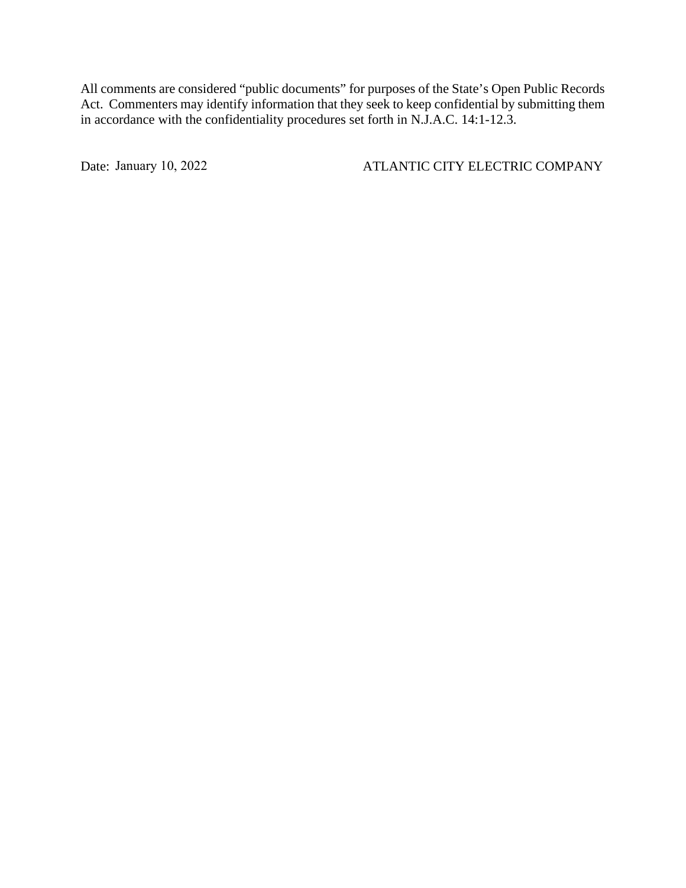All comments are considered "public documents" for purposes of the State's Open Public Records Act. Commenters may identify information that they seek to keep confidential by submitting them in accordance with the confidentiality procedures set forth in N.J.A.C. 14:1-12.3.

Date: January 10, 2022 ATLANTIC CITY ELECTRIC COMPANY